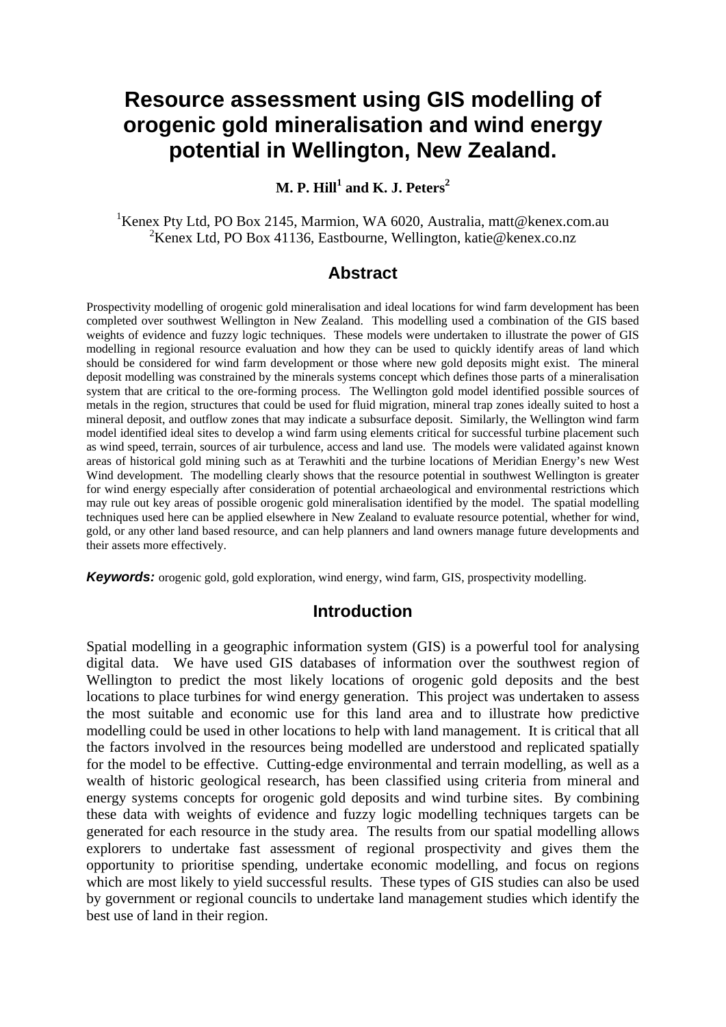# Resource assessment using GIS modelling of orogenic gold mineralisation and wind energy potential in Wellington, New Zealand.

**M. P. Hill[1] and K. J. Peters[2]**

[1]Kenex Pty Ltd, PO Box 2145, Marmion, WA 6020, Australia, matt@kenex.com.au
[2]Kenex Ltd, PO Box 41136, Eastbourne, Wellington, katie@kenex.co.nz

## Abstract

Prospectivity modelling of orogenic gold mineralisation and ideal locations for wind farm development has been completed over southwest Wellington in New Zealand. This modelling used a combination of the GIS based weights of evidence and fuzzy logic techniques. These models were undertaken to illustrate the power of GIS modelling in regional resource evaluation and how they can be used to quickly identify areas of land which should be considered for wind farm development or those where new gold deposits might exist. The mineral deposit modelling was constrained by the minerals systems concept which defines those parts of a mineralisation system that are critical to the ore-forming process. The Wellington gold model identified possible sources of metals in the region, structures that could be used for fluid migration, mineral trap zones ideally suited to host a mineral deposit, and outflow zones that may indicate a subsurface deposit. Similarly, the Wellington wind farm model identified ideal sites to develop a wind farm using elements critical for successful turbine placement such as wind speed, terrain, sources of air turbulence, access and land use. The models were validated against known areas of historical gold mining such as at Terawhiti and the turbine locations of Meridian Energy's new West Wind development. The modelling clearly shows that the resource potential in southwest Wellington is greater for wind energy especially after consideration of potential archaeological and environmental restrictions which may rule out key areas of possible orogenic gold mineralisation identified by the model. The spatial modelling techniques used here can be applied elsewhere in New Zealand to evaluate resource potential, whether for wind, gold, or any other land based resource, and can help planners and land owners manage future developments and their assets more effectively.

***Keywords:*** orogenic gold, gold exploration, wind energy, wind farm, GIS, prospectivity modelling.

## Introduction

Spatial modelling in a geographic information system (GIS) is a powerful tool for analysing digital data. We have used GIS databases of information over the southwest region of Wellington to predict the most likely locations of orogenic gold deposits and the best locations to place turbines for wind energy generation. This project was undertaken to assess the most suitable and economic use for this land area and to illustrate how predictive modelling could be used in other locations to help with land management. It is critical that all the factors involved in the resources being modelled are understood and replicated spatially for the model to be effective. Cutting-edge environmental and terrain modelling, as well as a wealth of historic geological research, has been classified using criteria from mineral and energy systems concepts for orogenic gold deposits and wind turbine sites. By combining these data with weights of evidence and fuzzy logic modelling techniques targets can be generated for each resource in the study area. The results from our spatial modelling allows explorers to undertake fast assessment of regional prospectivity and gives them the opportunity to prioritise spending, undertake economic modelling, and focus on regions which are most likely to yield successful results. These types of GIS studies can also be used by government or regional councils to undertake land management studies which identify the best use of land in their region.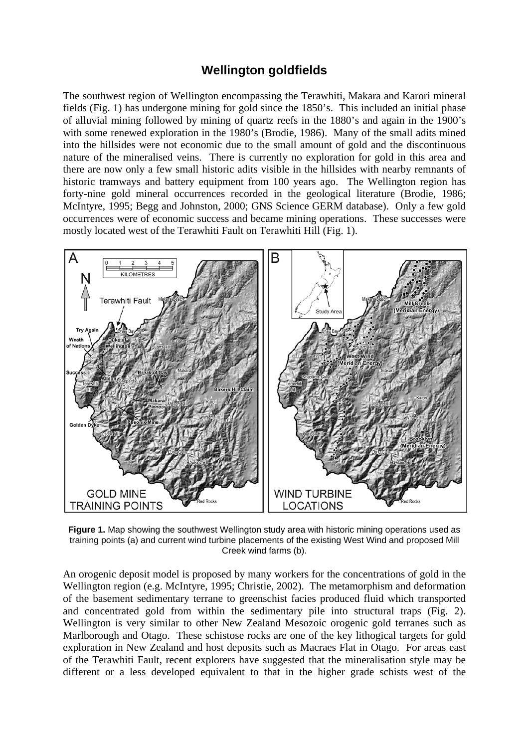## Wellington goldfields

The southwest region of Wellington encompassing the Terawhiti, Makara and Karori mineral fields (Fig. 1) has undergone mining for gold since the 1850's. This included an initial phase of alluvial mining followed by mining of quartz reefs in the 1880's and again in the 1900's with some renewed exploration in the 1980's (Brodie, 1986). Many of the small adits mined into the hillsides were not economic due to the small amount of gold and the discontinuous nature of the mineralised veins. There is currently no exploration for gold in this area and there are now only a few small historic adits visible in the hillsides with nearby remnants of historic tramways and battery equipment from 100 years ago. The Wellington region has forty-nine gold mineral occurrences recorded in the geological literature (Brodie, 1986; McIntyre, 1995; Begg and Johnston, 2000; GNS Science GERM database). Only a few gold occurrences were of economic success and became mining operations. These successes were mostly located west of the Terawhiti Fault on Terawhiti Hill (Fig. 1).

**Figure 1.** Map showing the southwest Wellington study area with historic mining operations used as training points (a) and current wind turbine placements of the existing West Wind and proposed Mill Creek wind farms (b).

An orogenic deposit model is proposed by many workers for the concentrations of gold in the Wellington region (e.g. McIntyre, 1995; Christie, 2002). The metamorphism and deformation of the basement sedimentary terrane to greenschist facies produced fluid which transported and concentrated gold from within the sedimentary pile into structural traps (Fig. 2). Wellington is very similar to other New Zealand Mesozoic orogenic gold terranes such as Marlborough and Otago. These schistose rocks are one of the key lithogical targets for gold exploration in New Zealand and host deposits such as Macraes Flat in Otago. For areas east of the Terawhiti Fault, recent explorers have suggested that the mineralisation style may be different or a less developed equivalent to that in the higher grade schists west of the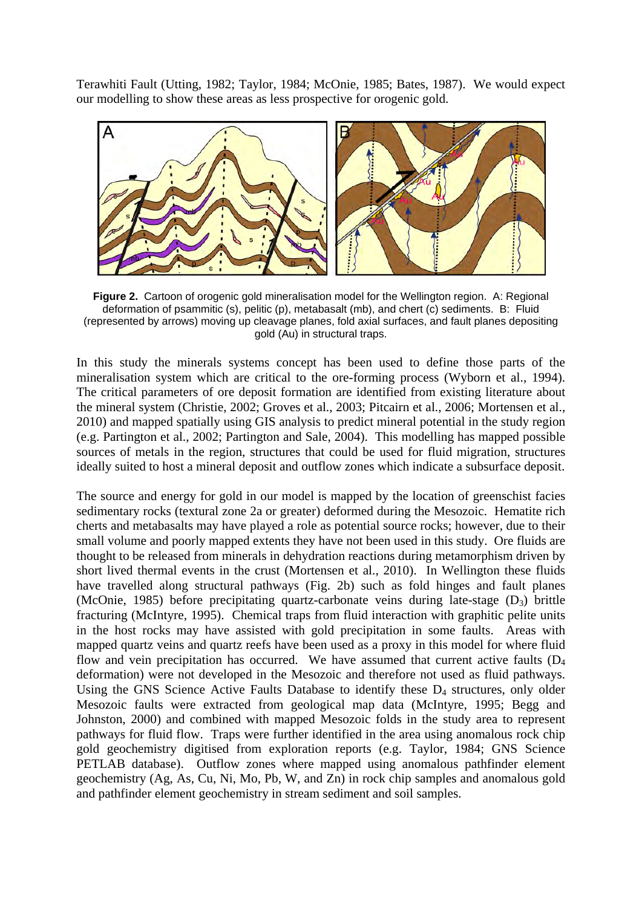Terawhiti Fault (Utting, 1982; Taylor, 1984; McOnie, 1985; Bates, 1987). We would expect our modelling to show these areas as less prospective for orogenic gold.

**Figure 2.** Cartoon of orogenic gold mineralisation model for the Wellington region. A: Regional deformation of psammitic (s), pelitic (p), metabasalt (mb), and chert (c) sediments. B: Fluid (represented by arrows) moving up cleavage planes, fold axial surfaces, and fault planes depositing gold (Au) in structural traps.

In this study the minerals systems concept has been used to define those parts of the mineralisation system which are critical to the ore-forming process (Wyborn et al., 1994). The critical parameters of ore deposit formation are identified from existing literature about the mineral system (Christie, 2002; Groves et al., 2003; Pitcairn et al., 2006; Mortensen et al., 2010) and mapped spatially using GIS analysis to predict mineral potential in the study region (e.g. Partington et al., 2002; Partington and Sale, 2004). This modelling has mapped possible sources of metals in the region, structures that could be used for fluid migration, structures ideally suited to host a mineral deposit and outflow zones which indicate a subsurface deposit.

The source and energy for gold in our model is mapped by the location of greenschist facies sedimentary rocks (textural zone 2a or greater) deformed during the Mesozoic. Hematite rich cherts and metabasalts may have played a role as potential source rocks; however, due to their small volume and poorly mapped extents they have not been used in this study. Ore fluids are thought to be released from minerals in dehydration reactions during metamorphism driven by short lived thermal events in the crust (Mortensen et al., 2010). In Wellington these fluids have travelled along structural pathways (Fig. 2b) such as fold hinges and fault planes (McOnie, 1985) before precipitating quartz-carbonate veins during late-stage ($D_3$) brittle fracturing (McIntyre, 1995). Chemical traps from fluid interaction with graphitic pelite units in the host rocks may have assisted with gold precipitation in some faults. Areas with mapped quartz veins and quartz reefs have been used as a proxy in this model for where fluid flow and vein precipitation has occurred. We have assumed that current active faults ($D_4$ deformation) were not developed in the Mesozoic and therefore not used as fluid pathways. Using the GNS Science Active Faults Database to identify these $D_4$ structures, only older Mesozoic faults were extracted from geological map data (McIntyre, 1995; Begg and Johnston, 2000) and combined with mapped Mesozoic folds in the study area to represent pathways for fluid flow. Traps were further identified in the area using anomalous rock chip gold geochemistry digitised from exploration reports (e.g. Taylor, 1984; GNS Science PETLAB database). Outflow zones where mapped using anomalous pathfinder element geochemistry (Ag, As, Cu, Ni, Mo, Pb, W, and Zn) in rock chip samples and anomalous gold and pathfinder element geochemistry in stream sediment and soil samples.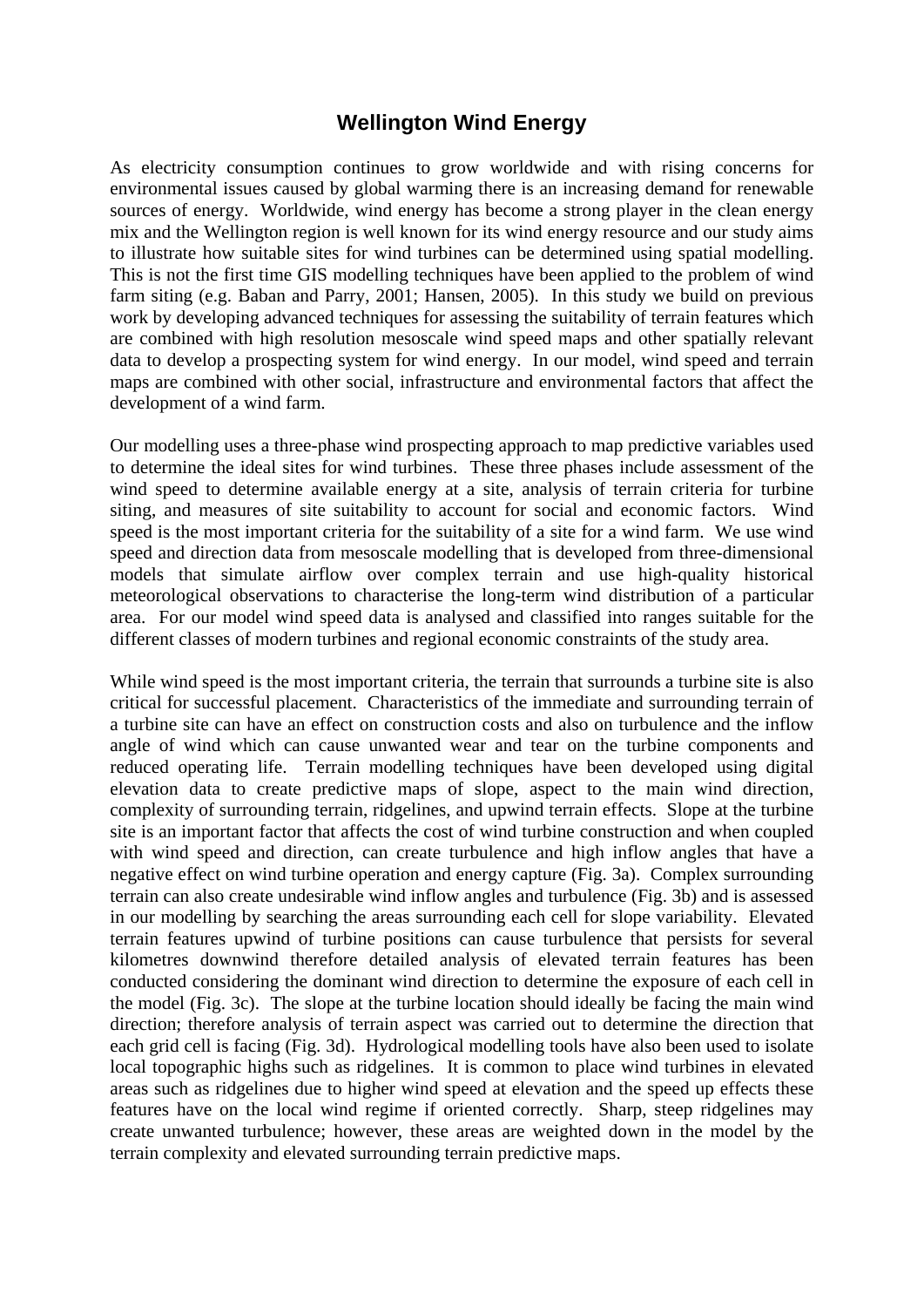# Wellington Wind Energy

As electricity consumption continues to grow worldwide and with rising concerns for environmental issues caused by global warming there is an increasing demand for renewable sources of energy. Worldwide, wind energy has become a strong player in the clean energy mix and the Wellington region is well known for its wind energy resource and our study aims to illustrate how suitable sites for wind turbines can be determined using spatial modelling. This is not the first time GIS modelling techniques have been applied to the problem of wind farm siting (e.g. Baban and Parry, 2001; Hansen, 2005). In this study we build on previous work by developing advanced techniques for assessing the suitability of terrain features which are combined with high resolution mesoscale wind speed maps and other spatially relevant data to develop a prospecting system for wind energy. In our model, wind speed and terrain maps are combined with other social, infrastructure and environmental factors that affect the development of a wind farm.

Our modelling uses a three-phase wind prospecting approach to map predictive variables used to determine the ideal sites for wind turbines. These three phases include assessment of the wind speed to determine available energy at a site, analysis of terrain criteria for turbine siting, and measures of site suitability to account for social and economic factors. Wind speed is the most important criteria for the suitability of a site for a wind farm. We use wind speed and direction data from mesoscale modelling that is developed from three-dimensional models that simulate airflow over complex terrain and use high-quality historical meteorological observations to characterise the long-term wind distribution of a particular area. For our model wind speed data is analysed and classified into ranges suitable for the different classes of modern turbines and regional economic constraints of the study area.

While wind speed is the most important criteria, the terrain that surrounds a turbine site is also critical for successful placement. Characteristics of the immediate and surrounding terrain of a turbine site can have an effect on construction costs and also on turbulence and the inflow angle of wind which can cause unwanted wear and tear on the turbine components and reduced operating life. Terrain modelling techniques have been developed using digital elevation data to create predictive maps of slope, aspect to the main wind direction, complexity of surrounding terrain, ridgelines, and upwind terrain effects. Slope at the turbine site is an important factor that affects the cost of wind turbine construction and when coupled with wind speed and direction, can create turbulence and high inflow angles that have a negative effect on wind turbine operation and energy capture (Fig. 3a). Complex surrounding terrain can also create undesirable wind inflow angles and turbulence (Fig. 3b) and is assessed in our modelling by searching the areas surrounding each cell for slope variability. Elevated terrain features upwind of turbine positions can cause turbulence that persists for several kilometres downwind therefore detailed analysis of elevated terrain features has been conducted considering the dominant wind direction to determine the exposure of each cell in the model (Fig. 3c). The slope at the turbine location should ideally be facing the main wind direction; therefore analysis of terrain aspect was carried out to determine the direction that each grid cell is facing (Fig. 3d). Hydrological modelling tools have also been used to isolate local topographic highs such as ridgelines. It is common to place wind turbines in elevated areas such as ridgelines due to higher wind speed at elevation and the speed up effects these features have on the local wind regime if oriented correctly. Sharp, steep ridgelines may create unwanted turbulence; however, these areas are weighted down in the model by the terrain complexity and elevated surrounding terrain predictive maps.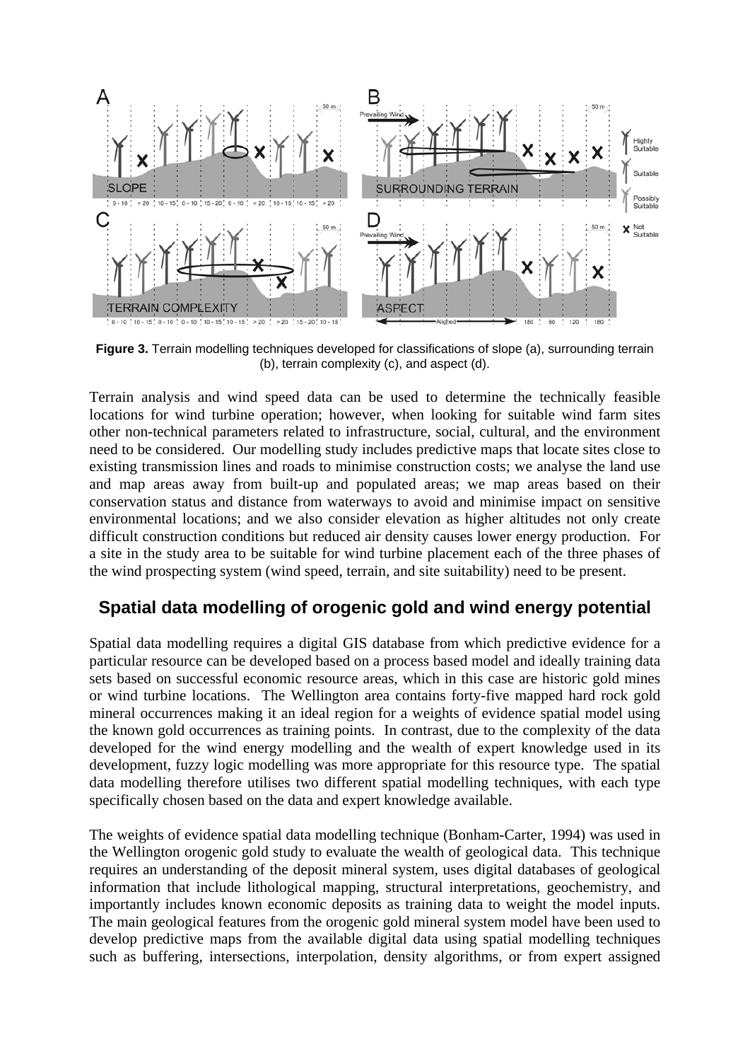**Figure 3.** Terrain modelling techniques developed for classifications of slope (a), surrounding terrain (b), terrain complexity (c), and aspect (d).

Terrain analysis and wind speed data can be used to determine the technically feasible locations for wind turbine operation; however, when looking for suitable wind farm sites other non-technical parameters related to infrastructure, social, cultural, and the environment need to be considered. Our modelling study includes predictive maps that locate sites close to existing transmission lines and roads to minimise construction costs; we analyse the land use and map areas away from built-up and populated areas; we map areas based on their conservation status and distance from waterways to avoid and minimise impact on sensitive environmental locations; and we also consider elevation as higher altitudes not only create difficult construction conditions but reduced air density causes lower energy production. For a site in the study area to be suitable for wind turbine placement each of the three phases of the wind prospecting system (wind speed, terrain, and site suitability) need to be present.

## Spatial data modelling of orogenic gold and wind energy potential

Spatial data modelling requires a digital GIS database from which predictive evidence for a particular resource can be developed based on a process based model and ideally training data sets based on successful economic resource areas, which in this case are historic gold mines or wind turbine locations. The Wellington area contains forty-five mapped hard rock gold mineral occurrences making it an ideal region for a weights of evidence spatial model using the known gold occurrences as training points. In contrast, due to the complexity of the data developed for the wind energy modelling and the wealth of expert knowledge used in its development, fuzzy logic modelling was more appropriate for this resource type. The spatial data modelling therefore utilises two different spatial modelling techniques, with each type specifically chosen based on the data and expert knowledge available.

The weights of evidence spatial data modelling technique (Bonham-Carter, 1994) was used in the Wellington orogenic gold study to evaluate the wealth of geological data. This technique requires an understanding of the deposit mineral system, uses digital databases of geological information that include lithological mapping, structural interpretations, geochemistry, and importantly includes known economic deposits as training data to weight the model inputs. The main geological features from the orogenic gold mineral system model have been used to develop predictive maps from the available digital data using spatial modelling techniques such as buffering, intersections, interpolation, density algorithms, or from expert assigned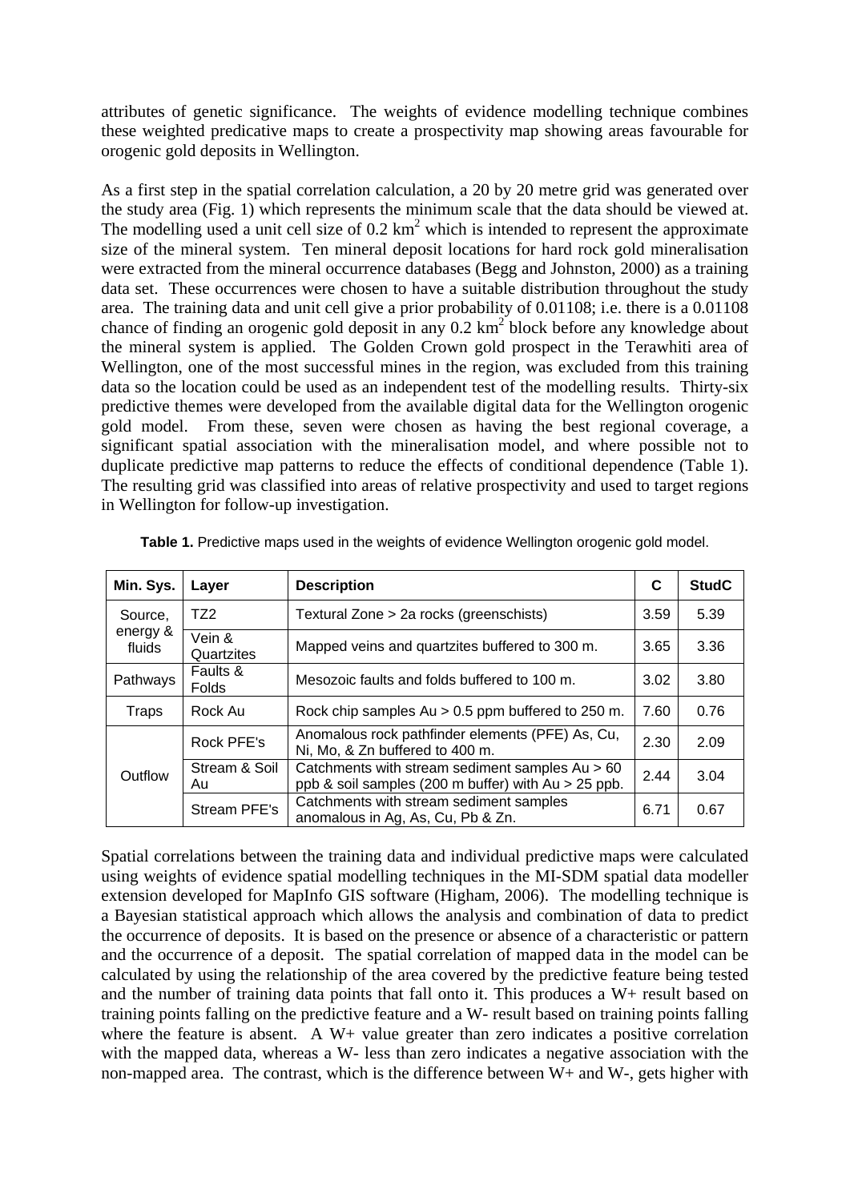attributes of genetic significance. The weights of evidence modelling technique combines these weighted predicative maps to create a prospectivity map showing areas favourable for orogenic gold deposits in Wellington.

As a first step in the spatial correlation calculation, a 20 by 20 metre grid was generated over the study area (Fig. 1) which represents the minimum scale that the data should be viewed at. The modelling used a unit cell size of 0.2 $km^2$ which is intended to represent the approximate size of the mineral system. Ten mineral deposit locations for hard rock gold mineralisation were extracted from the mineral occurrence databases (Begg and Johnston, 2000) as a training data set. These occurrences were chosen to have a suitable distribution throughout the study area. The training data and unit cell give a prior probability of 0.01108; i.e. there is a 0.01108 chance of finding an orogenic gold deposit in any 0.2 $km^2$ block before any knowledge about the mineral system is applied. The Golden Crown gold prospect in the Terawhiti area of Wellington, one of the most successful mines in the region, was excluded from this training data so the location could be used as an independent test of the modelling results. Thirty-six predictive themes were developed from the available digital data for the Wellington orogenic gold model. From these, seven were chosen as having the best regional coverage, a significant spatial association with the mineralisation model, and where possible not to duplicate predictive map patterns to reduce the effects of conditional dependence (Table 1). The resulting grid was classified into areas of relative prospectivity and used to target regions in Wellington for follow-up investigation.

**Table 1.** Predictive maps used in the weights of evidence Wellington orogenic gold model.

| Min. Sys. | Layer | Description | C | StudC |
|---|---|---|---|---|
| Source, energy & fluids | TZ2 | Textural Zone > 2a rocks (greenschists) | 3.59 | 5.39 |
| | Vein & Quartzites | Mapped veins and quartzites buffered to 300 m. | 3.65 | 3.36 |
| Pathways | Faults & Folds | Mesozoic faults and folds buffered to 100 m. | 3.02 | 3.80 |
| Traps | Rock Au | Rock chip samples Au > 0.5 ppm buffered to 250 m. | 7.60 | 0.76 |
| Outflow | Rock PFE's | Anomalous rock pathfinder elements (PFE) As, Cu, Ni, Mo, & Zn buffered to 400 m. | 2.30 | 2.09 |
| | Stream & Soil Au | Catchments with stream sediment samples Au > 60 ppb & soil samples (200 m buffer) with Au > 25 ppb. | 2.44 | 3.04 |
| | Stream PFE's | Catchments with stream sediment samples anomalous in Ag, As, Cu, Pb & Zn. | 6.71 | 0.67 |

Spatial correlations between the training data and individual predictive maps were calculated using weights of evidence spatial modelling techniques in the MI-SDM spatial data modeller extension developed for MapInfo GIS software (Higham, 2006). The modelling technique is a Bayesian statistical approach which allows the analysis and combination of data to predict the occurrence of deposits. It is based on the presence or absence of a characteristic or pattern and the occurrence of a deposit. The spatial correlation of mapped data in the model can be calculated by using the relationship of the area covered by the predictive feature being tested and the number of training data points that fall onto it. This produces a W+ result based on training points falling on the predictive feature and a W- result based on training points falling where the feature is absent. A W+ value greater than zero indicates a positive correlation with the mapped data, whereas a W- less than zero indicates a negative association with the non-mapped area. The contrast, which is the difference between W+ and W-, gets higher with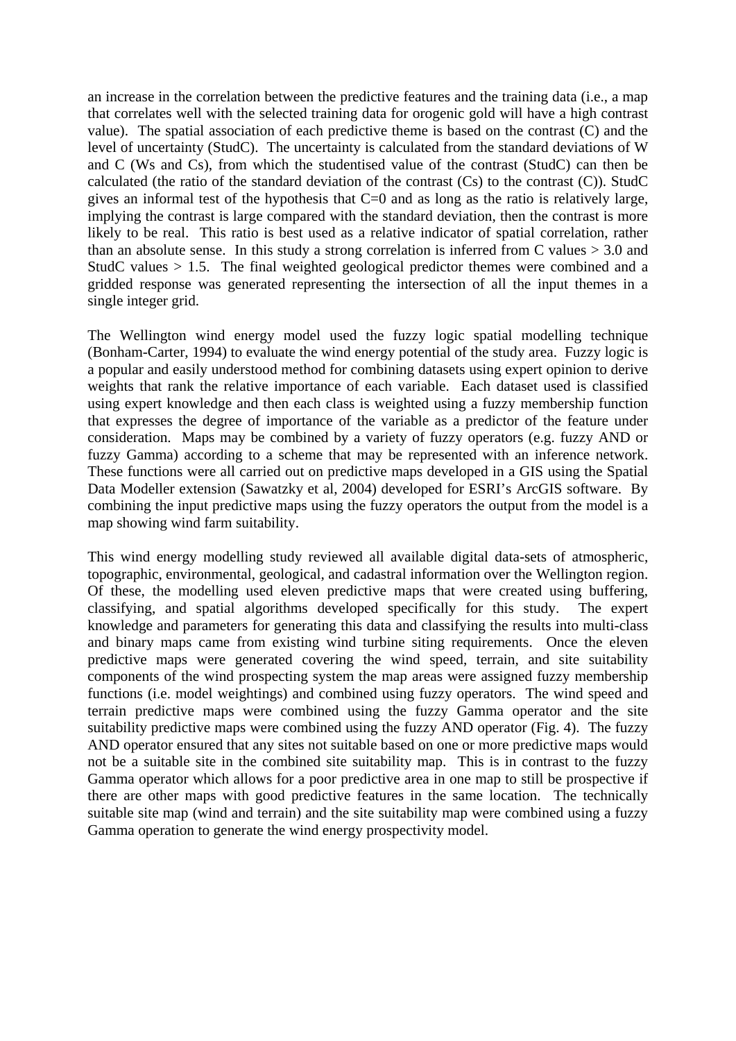an increase in the correlation between the predictive features and the training data (i.e., a map that correlates well with the selected training data for orogenic gold will have a high contrast value). The spatial association of each predictive theme is based on the contrast (C) and the level of uncertainty (StudC). The uncertainty is calculated from the standard deviations of W and C (Ws and Cs), from which the studentised value of the contrast (StudC) can then be calculated (the ratio of the standard deviation of the contrast (Cs) to the contrast (C)). StudC gives an informal test of the hypothesis that C=0 and as long as the ratio is relatively large, implying the contrast is large compared with the standard deviation, then the contrast is more likely to be real. This ratio is best used as a relative indicator of spatial correlation, rather than an absolute sense. In this study a strong correlation is inferred from C values > 3.0 and StudC values > 1.5. The final weighted geological predictor themes were combined and a gridded response was generated representing the intersection of all the input themes in a single integer grid.

The Wellington wind energy model used the fuzzy logic spatial modelling technique (Bonham-Carter, 1994) to evaluate the wind energy potential of the study area. Fuzzy logic is a popular and easily understood method for combining datasets using expert opinion to derive weights that rank the relative importance of each variable. Each dataset used is classified using expert knowledge and then each class is weighted using a fuzzy membership function that expresses the degree of importance of the variable as a predictor of the feature under consideration. Maps may be combined by a variety of fuzzy operators (e.g. fuzzy AND or fuzzy Gamma) according to a scheme that may be represented with an inference network. These functions were all carried out on predictive maps developed in a GIS using the Spatial Data Modeller extension (Sawatzky et al, 2004) developed for ESRI's ArcGIS software. By combining the input predictive maps using the fuzzy operators the output from the model is a map showing wind farm suitability.

This wind energy modelling study reviewed all available digital data-sets of atmospheric, topographic, environmental, geological, and cadastral information over the Wellington region. Of these, the modelling used eleven predictive maps that were created using buffering, classifying, and spatial algorithms developed specifically for this study. The expert knowledge and parameters for generating this data and classifying the results into multi-class and binary maps came from existing wind turbine siting requirements. Once the eleven predictive maps were generated covering the wind speed, terrain, and site suitability components of the wind prospecting system the map areas were assigned fuzzy membership functions (i.e. model weightings) and combined using fuzzy operators. The wind speed and terrain predictive maps were combined using the fuzzy Gamma operator and the site suitability predictive maps were combined using the fuzzy AND operator (Fig. 4). The fuzzy AND operator ensured that any sites not suitable based on one or more predictive maps would not be a suitable site in the combined site suitability map. This is in contrast to the fuzzy Gamma operator which allows for a poor predictive area in one map to still be prospective if there are other maps with good predictive features in the same location. The technically suitable site map (wind and terrain) and the site suitability map were combined using a fuzzy Gamma operation to generate the wind energy prospectivity model.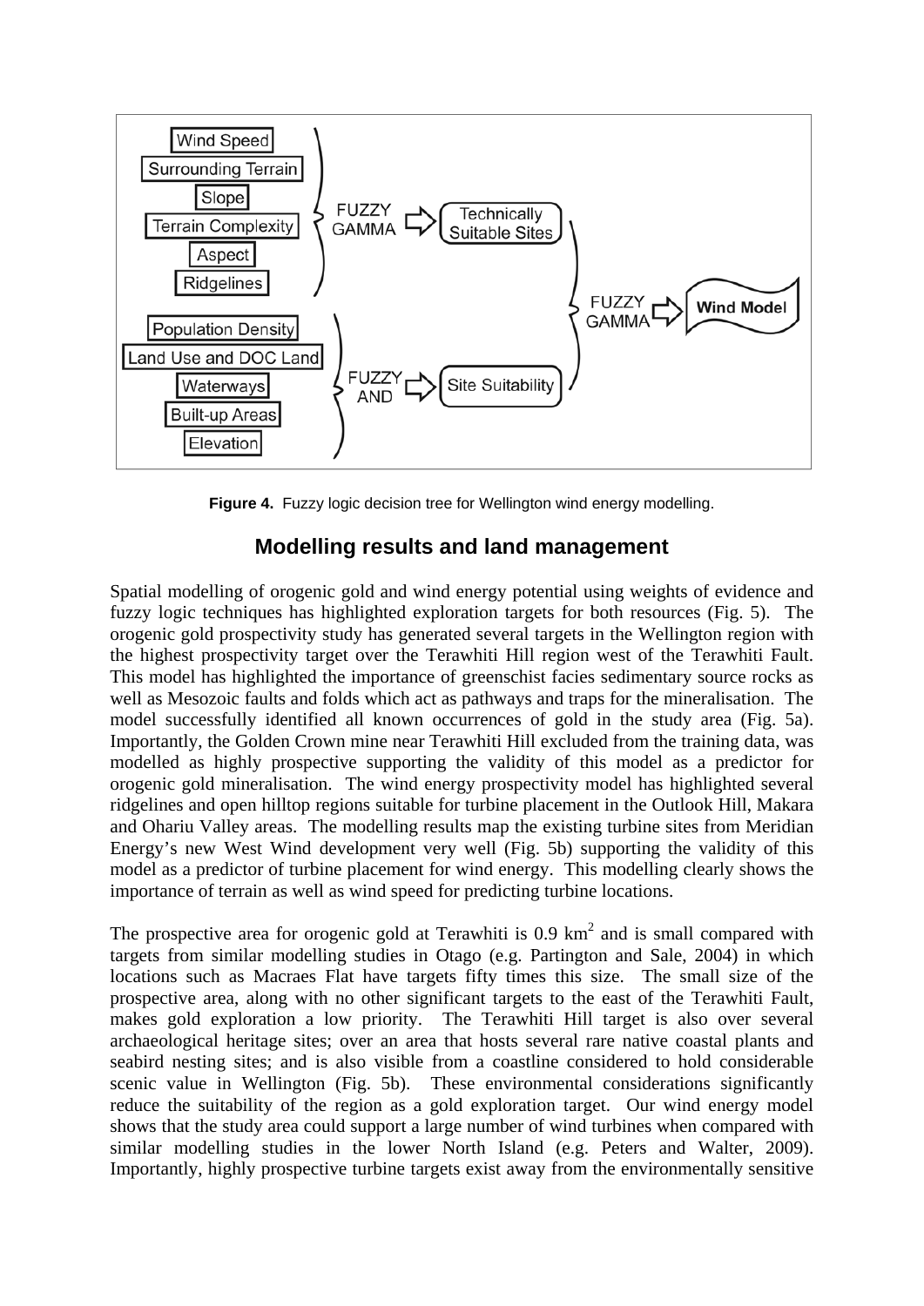Figure 4. Fuzzy logic decision tree for Wellington wind energy modelling.

## Modelling results and land management

Spatial modelling of orogenic gold and wind energy potential using weights of evidence and fuzzy logic techniques has highlighted exploration targets for both resources (Fig. 5). The orogenic gold prospectivity study has generated several targets in the Wellington region with the highest prospectivity target over the Terawhiti Hill region west of the Terawhiti Fault. This model has highlighted the importance of greenschist facies sedimentary source rocks as well as Mesozoic faults and folds which act as pathways and traps for the mineralisation. The model successfully identified all known occurrences of gold in the study area (Fig. 5a). Importantly, the Golden Crown mine near Terawhiti Hill excluded from the training data, was modelled as highly prospective supporting the validity of this model as a predictor for orogenic gold mineralisation. The wind energy prospectivity model has highlighted several ridgelines and open hilltop regions suitable for turbine placement in the Outlook Hill, Makara and Ohariu Valley areas. The modelling results map the existing turbine sites from Meridian Energy's new West Wind development very well (Fig. 5b) supporting the validity of this model as a predictor of turbine placement for wind energy. This modelling clearly shows the importance of terrain as well as wind speed for predicting turbine locations.

The prospective area for orogenic gold at Terawhiti is 0.9 $km^2$ and is small compared with targets from similar modelling studies in Otago (e.g. Partington and Sale, 2004) in which locations such as Macraes Flat have targets fifty times this size. The small size of the prospective area, along with no other significant targets to the east of the Terawhiti Fault, makes gold exploration a low priority. The Terawhiti Hill target is also over several archaeological heritage sites; over an area that hosts several rare native coastal plants and seabird nesting sites; and is also visible from a coastline considered to hold considerable scenic value in Wellington (Fig. 5b). These environmental considerations significantly reduce the suitability of the region as a gold exploration target. Our wind energy model shows that the study area could support a large number of wind turbines when compared with similar modelling studies in the lower North Island (e.g. Peters and Walter, 2009). Importantly, highly prospective turbine targets exist away from the environmentally sensitive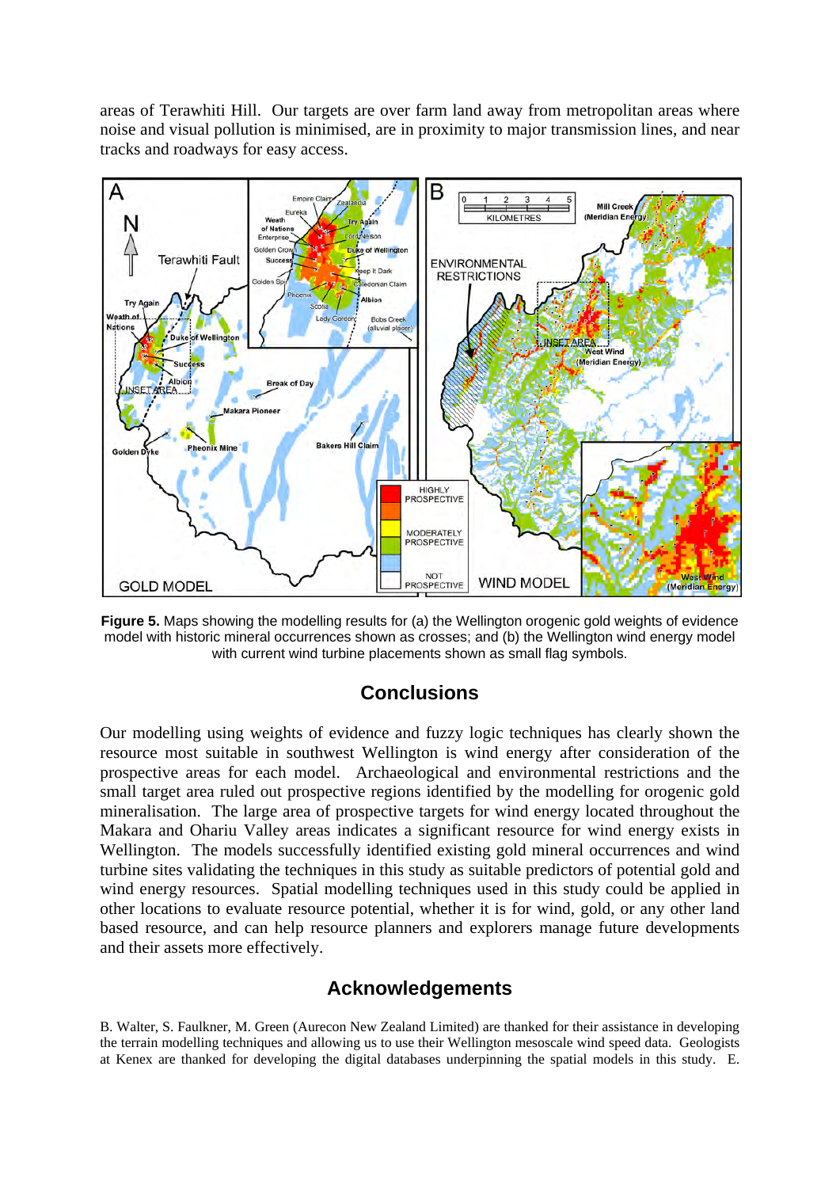areas of Terawhiti Hill. Our targets are over farm land away from metropolitan areas where noise and visual pollution is minimised, are in proximity to major transmission lines, and near tracks and roadways for easy access.

**Figure 5.** Maps showing the modelling results for (a) the Wellington orogenic gold weights of evidence model with historic mineral occurrences shown as crosses; and (b) the Wellington wind energy model with current wind turbine placements shown as small flag symbols.

## Conclusions

Our modelling using weights of evidence and fuzzy logic techniques has clearly shown the resource most suitable in southwest Wellington is wind energy after consideration of the prospective areas for each model. Archaeological and environmental restrictions and the small target area ruled out prospective regions identified by the modelling for orogenic gold mineralisation. The large area of prospective targets for wind energy located throughout the Makara and Ohariu Valley areas indicates a significant resource for wind energy exists in Wellington. The models successfully identified existing gold mineral occurrences and wind turbine sites validating the techniques in this study as suitable predictors of potential gold and wind energy resources. Spatial modelling techniques used in this study could be applied in other locations to evaluate resource potential, whether it is for wind, gold, or any other land based resource, and can help resource planners and explorers manage future developments and their assets more effectively.

## Acknowledgements

B. Walter, S. Faulkner, M. Green (Aurecon New Zealand Limited) are thanked for their assistance in developing the terrain modelling techniques and allowing us to use their Wellington mesoscale wind speed data. Geologists at Kenex are thanked for developing the digital databases underpinning the spatial models in this study. E.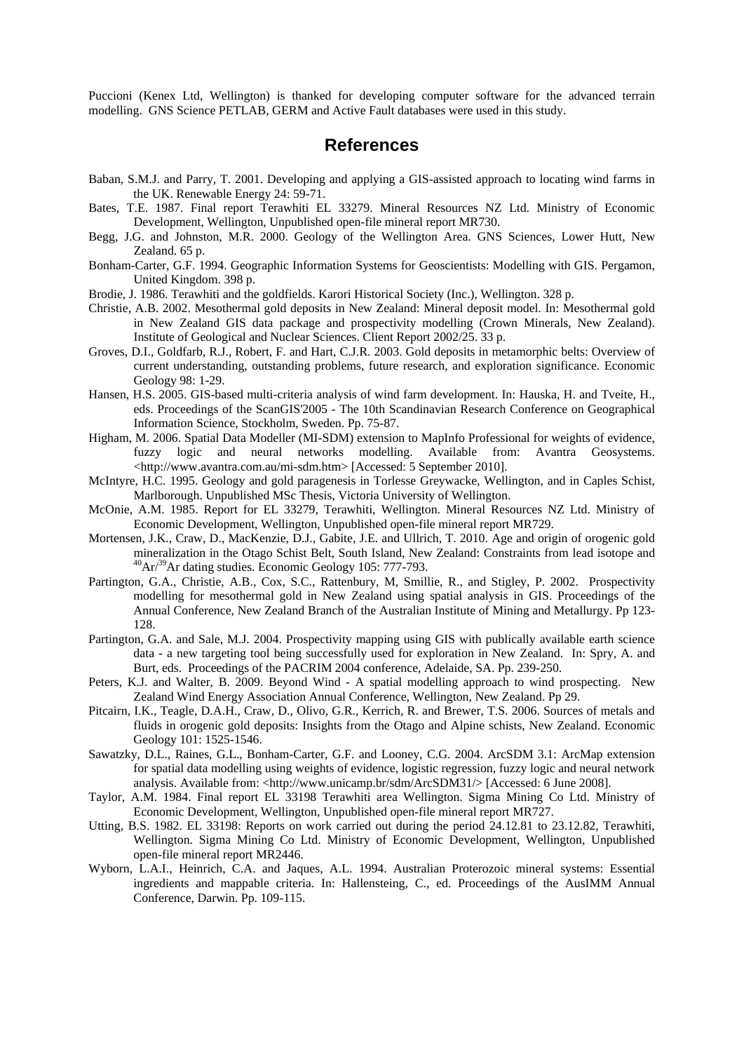Puccioni (Kenex Ltd, Wellington) is thanked for developing computer software for the advanced terrain modelling. GNS Science PETLAB, GERM and Active Fault databases were used in this study.

## References

Baban, S.M.J. and Parry, T. 2001. Developing and applying a GIS-assisted approach to locating wind farms in the UK. Renewable Energy 24: 59-71.

Bates, T.E. 1987. Final report Terawhiti EL 33279. Mineral Resources NZ Ltd. Ministry of Economic Development, Wellington, Unpublished open-file mineral report MR730.

Begg, J.G. and Johnston, M.R. 2000. Geology of the Wellington Area. GNS Sciences, Lower Hutt, New Zealand. 65 p.

Bonham-Carter, G.F. 1994. Geographic Information Systems for Geoscientists: Modelling with GIS. Pergamon, United Kingdom. 398 p.

Brodie, J. 1986. Terawhiti and the goldfields. Karori Historical Society (Inc.), Wellington. 328 p.

Christie, A.B. 2002. Mesothermal gold deposits in New Zealand: Mineral deposit model. In: Mesothermal gold in New Zealand GIS data package and prospectivity modelling (Crown Minerals, New Zealand). Institute of Geological and Nuclear Sciences. Client Report 2002/25. 33 p.

Groves, D.I., Goldfarb, R.J., Robert, F. and Hart, C.J.R. 2003. Gold deposits in metamorphic belts: Overview of current understanding, outstanding problems, future research, and exploration significance. Economic Geology 98: 1-29.

Hansen, H.S. 2005. GIS-based multi-criteria analysis of wind farm development. In: Hauska, H. and Tveite, H., eds. Proceedings of the ScanGIS'2005 - The 10th Scandinavian Research Conference on Geographical Information Science, Stockholm, Sweden. Pp. 75-87.

Higham, M. 2006. Spatial Data Modeller (MI-SDM) extension to MapInfo Professional for weights of evidence, fuzzy logic and neural networks modelling. Available from: Avantra Geosystems. <http://www.avantra.com.au/mi-sdm.htm> [Accessed: 5 September 2010].

McIntyre, H.C. 1995. Geology and gold paragenesis in Torlesse Greywacke, Wellington, and in Caples Schist, Marlborough. Unpublished MSc Thesis, Victoria University of Wellington.

McOnie, A.M. 1985. Report for EL 33279, Terawhiti, Wellington. Mineral Resources NZ Ltd. Ministry of Economic Development, Wellington, Unpublished open-file mineral report MR729.

Mortensen, J.K., Craw, D., MacKenzie, D.J., Gabite, J.E. and Ullrich, T. 2010. Age and origin of orogenic gold mineralization in the Otago Schist Belt, South Island, New Zealand: Constraints from lead isotope and $^{40}Ar/^{39}Ar$ dating studies. Economic Geology 105: 777-793.

Partington, G.A., Christie, A.B., Cox, S.C., Rattenbury, M, Smillie, R., and Stigley, P. 2002. Prospectivity modelling for mesothermal gold in New Zealand using spatial analysis in GIS. Proceedings of the Annual Conference, New Zealand Branch of the Australian Institute of Mining and Metallurgy. Pp 123-128.

Partington, G.A. and Sale, M.J. 2004. Prospectivity mapping using GIS with publically available earth science data - a new targeting tool being successfully used for exploration in New Zealand. In: Spry, A. and Burt, eds. Proceedings of the PACRIM 2004 conference, Adelaide, SA. Pp. 239-250.

Peters, K.J. and Walter, B. 2009. Beyond Wind - A spatial modelling approach to wind prospecting. New Zealand Wind Energy Association Annual Conference, Wellington, New Zealand. Pp 29.

Pitcairn, I.K., Teagle, D.A.H., Craw, D., Olivo, G.R., Kerrich, R. and Brewer, T.S. 2006. Sources of metals and fluids in orogenic gold deposits: Insights from the Otago and Alpine schists, New Zealand. Economic Geology 101: 1525-1546.

Sawatzky, D.L., Raines, G.L., Bonham-Carter, G.F. and Looney, C.G. 2004. ArcSDM 3.1: ArcMap extension for spatial data modelling using weights of evidence, logistic regression, fuzzy logic and neural network analysis. Available from: <http://www.unicamp.br/sdm/ArcSDM31/> [Accessed: 6 June 2008].

Taylor, A.M. 1984. Final report EL 33198 Terawhiti area Wellington. Sigma Mining Co Ltd. Ministry of Economic Development, Wellington, Unpublished open-file mineral report MR727.

Utting, B.S. 1982. EL 33198: Reports on work carried out during the period 24.12.81 to 23.12.82, Terawhiti, Wellington. Sigma Mining Co Ltd. Ministry of Economic Development, Wellington, Unpublished open-file mineral report MR2446.

Wyborn, L.A.I., Heinrich, C.A. and Jaques, A.L. 1994. Australian Proterozoic mineral systems: Essential ingredients and mappable criteria. In: Hallensteing, C., ed. Proceedings of the AusIMM Annual Conference, Darwin. Pp. 109-115.